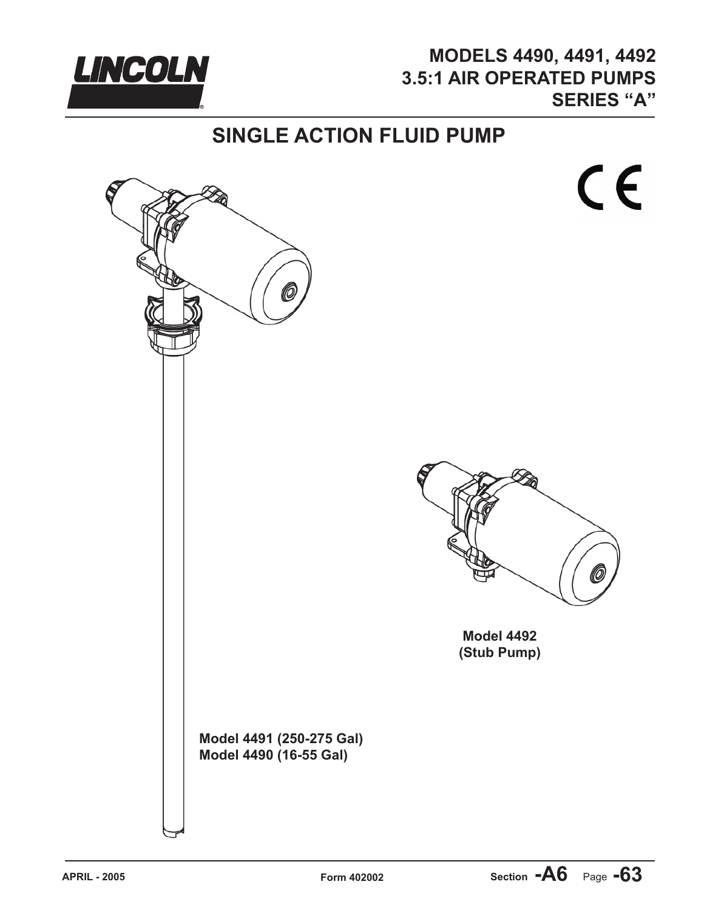# MODELS 4490, 4491, 4492
# 3.5:1 AIR OPERATED PUMPS
# SERIES "A"

## SINGLE ACTION FLUID PUMP

**Model 4492**
**(Stub Pump)**

**Model 4491 (250-275 Gal)**
**Model 4490 (16-55 Gal)**

APRIL - 2005

Form 402002

Section -A6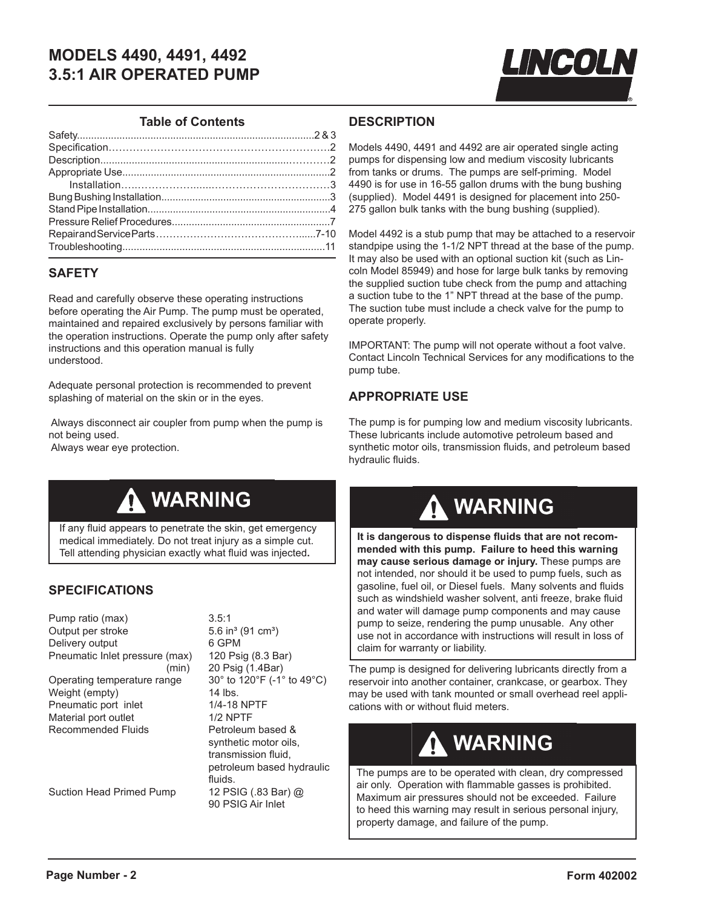# MODELS 4490, 4491, 4492
# 3.5:1 AIR OPERATED PUMP

### Table of Contents

| | |
|---|---|
| Safety | 2 & 3 |
| Specification | 2 |
| Description | 2 |
| Appropriate Use | 2 |
| Installation | 3 |
| Bung Bushing Installation | 3 |
| Stand Pipe Installation | 4 |
| Pressure Relief Procedures | 7 |
| Repair and Service Parts | 7-10 |
| Troubleshooting | 11 |

## SAFETY

Read and carefully observe these operating instructions before operating the Air Pump. The pump must be operated, maintained and repaired exclusively by persons familiar with the operation instructions. Operate the pump only after safety instructions and this operation manual is fully understood.

Adequate personal protection is recommended to prevent splashing of material on the skin or in the eyes.

Always disconnect air coupler from pump when the pump is not being used.
Always wear eye protection.

> **⚠ WARNING**
>
> If any fluid appears to penetrate the skin, get emergency medical immediately. Do not treat injury as a simple cut. Tell attending physician exactly what fluid was injected**.**

## SPECIFICATIONS

| | |
|---|---|
| Pump ratio (max) | 3.5:1 |
| Output per stroke | 5.6 in³ (91 cm³) |
| Delivery output | 6 GPM |
| Pneumatic Inlet pressure (max) | 120 Psig (8.3 Bar) |
| (min) | 20 Psig (1.4Bar) |
| Operating temperature range | 30° to 120°F (-1° to 49°C) |
| Weight (empty) | 14 lbs. |
| Pneumatic port inlet | 1/4-18 NPTF |
| Material port outlet | 1/2 NPTF |
| Recommended Fluids | Petroleum based & synthetic motor oils, transmission fluid, petroleum based hydraulic fluids. |
| Suction Head Primed Pump | 12 PSIG (.83 Bar) @ 90 PSIG Air Inlet |

## DESCRIPTION

Models 4490, 4491 and 4492 are air operated single acting pumps for dispensing low and medium viscosity lubricants from tanks or drums. The pumps are self-priming. Model 4490 is for use in 16-55 gallon drums with the bung bushing (supplied). Model 4491 is designed for placement into 250-275 gallon bulk tanks with the bung bushing (supplied).

Model 4492 is a stub pump that may be attached to a reservoir standpipe using the 1-1/2 NPT thread at the base of the pump. It may also be used with an optional suction kit (such as Lincoln Model 85949) and hose for large bulk tanks by removing the supplied suction tube check from the pump and attaching a suction tube to the 1" NPT thread at the base of the pump. The suction tube must include a check valve for the pump to operate properly.

IMPORTANT: The pump will not operate without a foot valve. Contact Lincoln Technical Services for any modifications to the pump tube.

## APPROPRIATE USE

The pump is for pumping low and medium viscosity lubricants. These lubricants include automotive petroleum based and synthetic motor oils, transmission fluids, and petroleum based hydraulic fluids.

> **⚠ WARNING**
>
> **It is dangerous to dispense fluids that are not recommended with this pump. Failure to heed this warning may cause serious damage or injury.** These pumps are not intended, nor should it be used to pump fuels, such as gasoline, fuel oil, or Diesel fuels. Many solvents and fluids such as windshield washer solvent, anti freeze, brake fluid and water will damage pump components and may cause pump to seize, rendering the pump unusable. Any other use not in accordance with instructions will result in loss of claim for warranty or liability.

The pump is designed for delivering lubricants directly from a reservoir into another container, crankcase, or gearbox. They may be used with tank mounted or small overhead reel applications with or without fluid meters.

> **⚠ WARNING**
>
> The pumps are to be operated with clean, dry compressed air only. Operation with flammable gasses is prohibited. Maximum air pressures should not be exceeded. Failure to heed this warning may result in serious personal injury, property damage, and failure of the pump.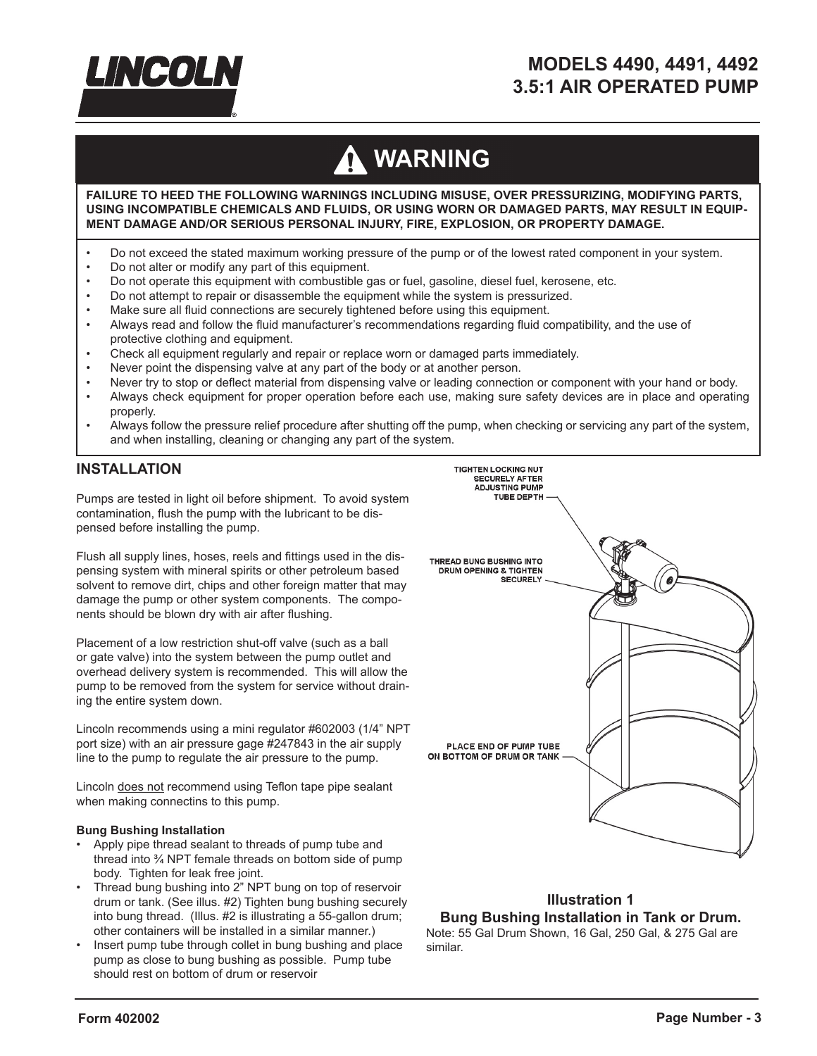# MODELS 4490, 4491, 4492
# 3.5:1 AIR OPERATED PUMP

## ⚠ WARNING

**FAILURE TO HEED THE FOLLOWING WARNINGS INCLUDING MISUSE, OVER PRESSURIZING, MODIFYING PARTS, USING INCOMPATIBLE CHEMICALS AND FLUIDS, OR USING WORN OR DAMAGED PARTS, MAY RESULT IN EQUIPMENT DAMAGE AND/OR SERIOUS PERSONAL INJURY, FIRE, EXPLOSION, OR PROPERTY DAMAGE.**

- Do not exceed the stated maximum working pressure of the pump or of the lowest rated component in your system.
- Do not alter or modify any part of this equipment.
- Do not operate this equipment with combustible gas or fuel, gasoline, diesel fuel, kerosene, etc.
- Do not attempt to repair or disassemble the equipment while the system is pressurized.
- Make sure all fluid connections are securely tightened before using this equipment.
- Always read and follow the fluid manufacturer's recommendations regarding fluid compatibility, and the use of protective clothing and equipment.
- Check all equipment regularly and repair or replace worn or damaged parts immediately.
- Never point the dispensing valve at any part of the body or at another person.
- Never try to stop or deflect material from dispensing valve or leading connection or component with your hand or body.
- Always check equipment for proper operation before each use, making sure safety devices are in place and operating properly.
- Always follow the pressure relief procedure after shutting off the pump, when checking or servicing any part of the system, and when installing, cleaning or changing any part of the system.

## INSTALLATION

Pumps are tested in light oil before shipment. To avoid system contamination, flush the pump with the lubricant to be dispensed before installing the pump.

Flush all supply lines, hoses, reels and fittings used in the dispensing system with mineral spirits or other petroleum based solvent to remove dirt, chips and other foreign matter that may damage the pump or other system components. The components should be blown dry with air after flushing.

Placement of a low restriction shut-off valve (such as a ball or gate valve) into the system between the pump outlet and overhead delivery system is recommended. This will allow the pump to be removed from the system for service without draining the entire system down.

Lincoln recommends using a mini regulator #602003 (1/4" NPT port size) with an air pressure gage #247843 in the air supply line to the pump to regulate the air pressure to the pump.

Lincoln does not recommend using Teflon tape pipe sealant when making connectins to this pump.

**Bung Bushing Installation**

- Apply pipe thread sealant to threads of pump tube and thread into ¾ NPT female threads on bottom side of pump body. Tighten for leak free joint.
- Thread bung bushing into 2" NPT bung on top of reservoir drum or tank. (See illus. #2) Tighten bung bushing securely into bung thread. (Illus. #2 is illustrating a 55-gallon drum; other containers will be installed in a similar manner.)
- Insert pump tube through collet in bung bushing and place pump as close to bung bushing as possible. Pump tube should rest on bottom of drum or reservoir

TIGHTEN LOCKING NUT SECURELY AFTER ADJUSTING PUMP TUBE DEPTH

THREAD BUNG BUSHING INTO DRUM OPENING & TIGHTEN SECURELY

PLACE END OF PUMP TUBE ON BOTTOM OF DRUM OR TANK

**Illustration 1**
**Bung Bushing Installation in Tank or Drum.**
Note: 55 Gal Drum Shown, 16 Gal, 250 Gal, & 275 Gal are similar.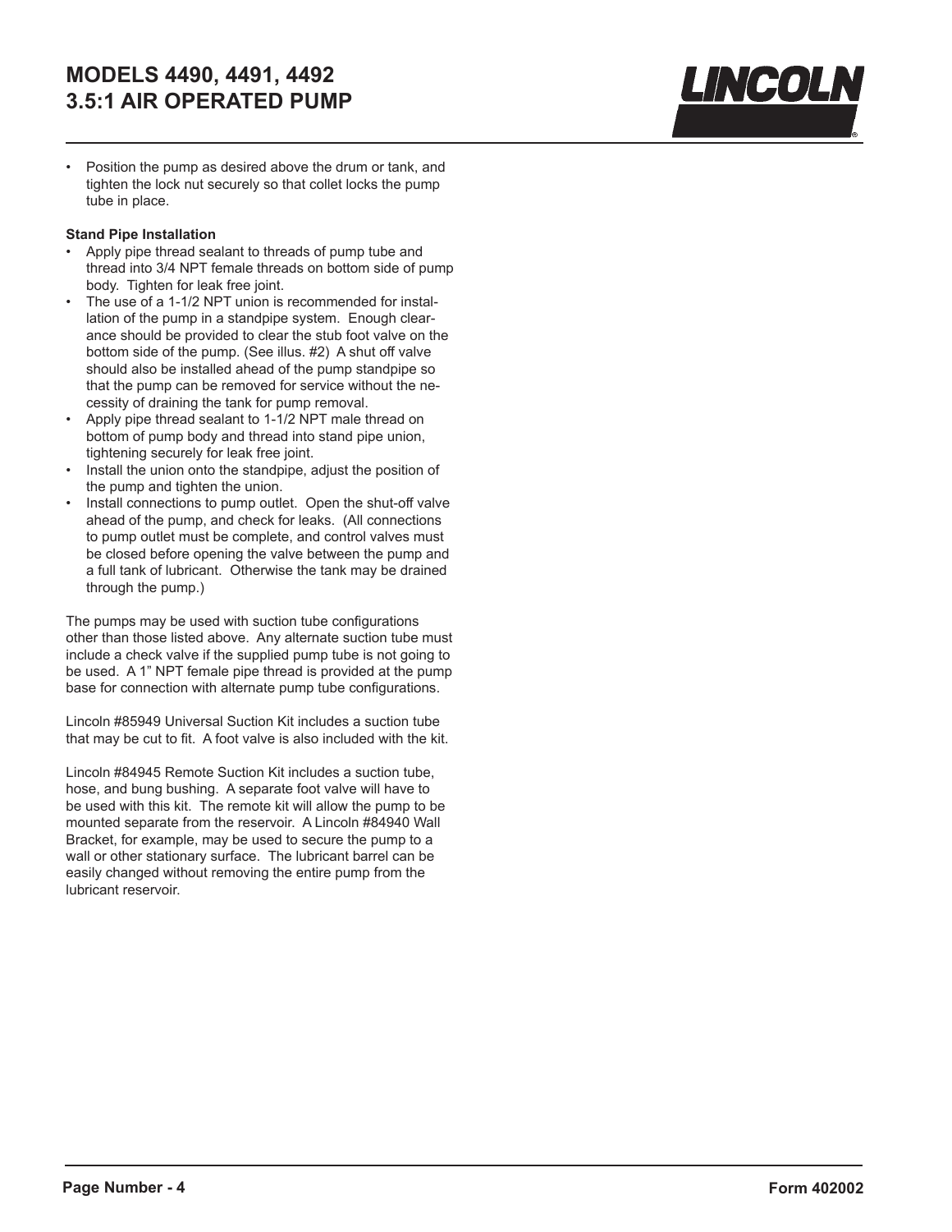- Position the pump as desired above the drum or tank, and tighten the lock nut securely so that collet locks the pump tube in place.

**Stand Pipe Installation**

- Apply pipe thread sealant to threads of pump tube and thread into 3/4 NPT female threads on bottom side of pump body. Tighten for leak free joint.
- The use of a 1-1/2 NPT union is recommended for installation of the pump in a standpipe system. Enough clearance should be provided to clear the stub foot valve on the bottom side of the pump. (See illus. #2) A shut off valve should also be installed ahead of the pump standpipe so that the pump can be removed for service without the necessity of draining the tank for pump removal.
- Apply pipe thread sealant to 1-1/2 NPT male thread on bottom of pump body and thread into stand pipe union, tightening securely for leak free joint.
- Install the union onto the standpipe, adjust the position of the pump and tighten the union.
- Install connections to pump outlet. Open the shut-off valve ahead of the pump, and check for leaks. (All connections to pump outlet must be complete, and control valves must be closed before opening the valve between the pump and a full tank of lubricant. Otherwise the tank may be drained through the pump.)

The pumps may be used with suction tube configurations other than those listed above. Any alternate suction tube must include a check valve if the supplied pump tube is not going to be used. A 1" NPT female pipe thread is provided at the pump base for connection with alternate pump tube configurations.

Lincoln #85949 Universal Suction Kit includes a suction tube that may be cut to fit. A foot valve is also included with the kit.

Lincoln #84945 Remote Suction Kit includes a suction tube, hose, and bung bushing. A separate foot valve will have to be used with this kit. The remote kit will allow the pump to be mounted separate from the reservoir. A Lincoln #84940 Wall Bracket, for example, may be used to secure the pump to a wall or other stationary surface. The lubricant barrel can be easily changed without removing the entire pump from the lubricant reservoir.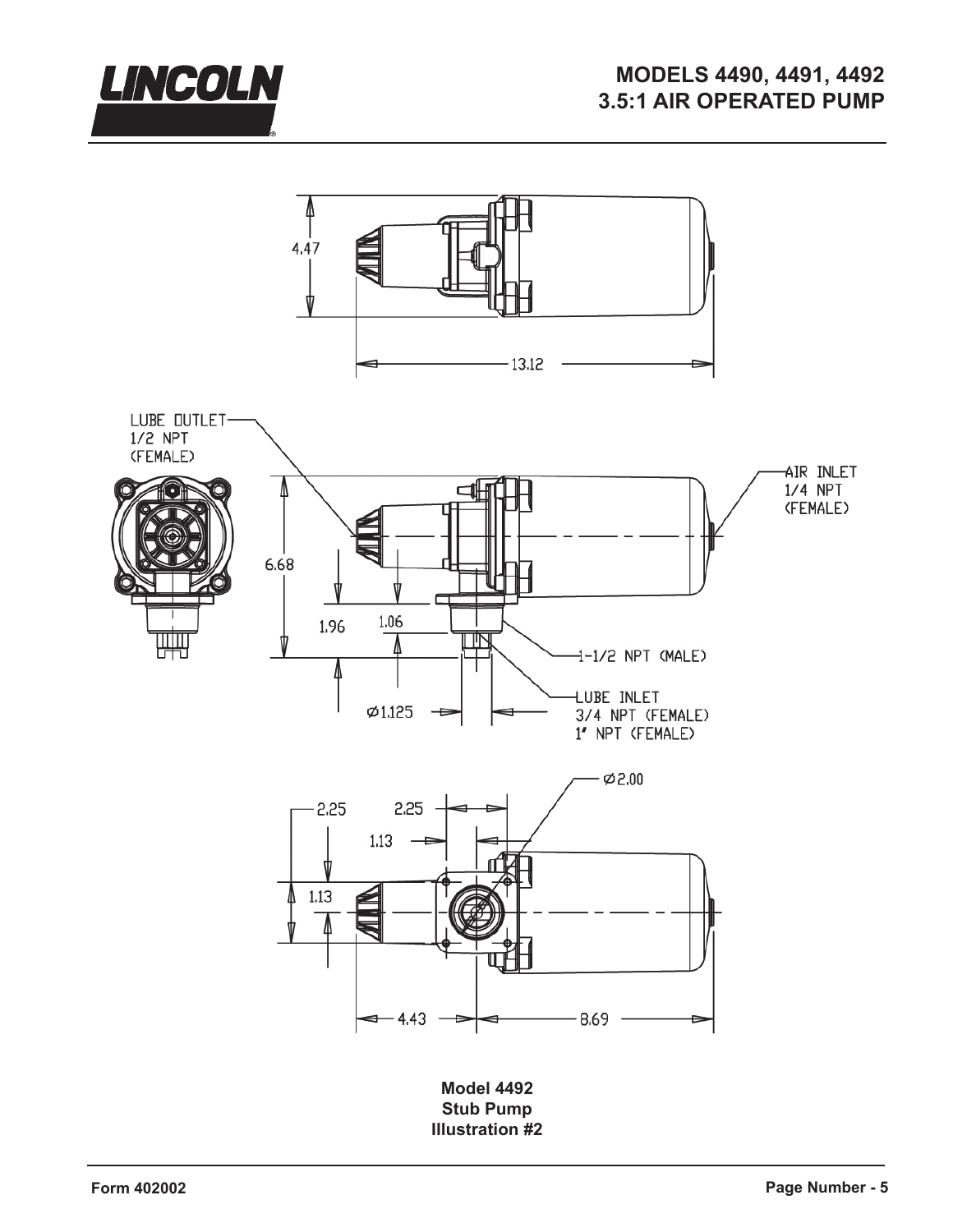LUBE OUTLET
1/2 NPT
(FEMALE)

AIR INLET
1/4 NPT
(FEMALE)

1-1/2 NPT (MALE)

LUBE INLET
3/4 NPT (FEMALE)
1" NPT (FEMALE)

4.47

13.12

6.68

1.96

1.06

Ø1.125

Ø2.00

2.25

2.25

1.13

1.13

4.43

8.69

**Model 4492**
**Stub Pump**
**Illustration #2**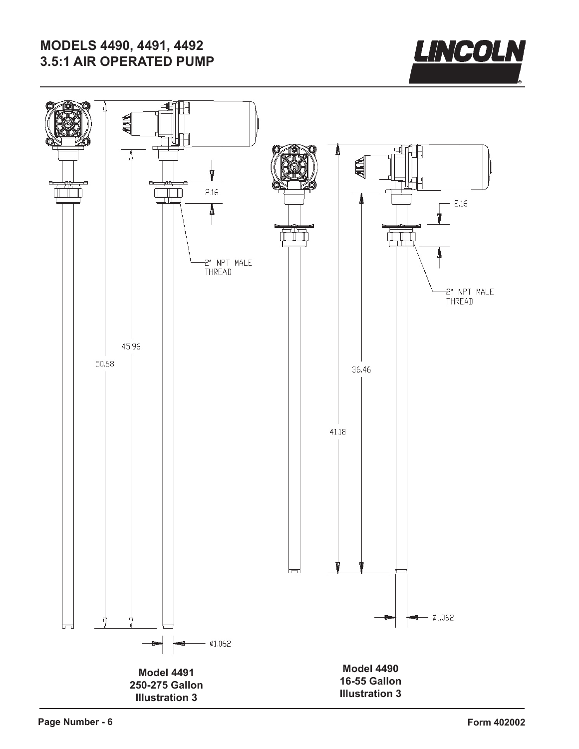# MODELS 4490, 4491, 4492
# 3.5:1 AIR OPERATED PUMP

2.16

2" NPT MALE THREAD

45.96

50.68

Ø1.062

**Model 4491**
**250-275 Gallon**
**Illustration 3**

2.16

2" NPT MALE THREAD

36.46

41.18

Ø1.062

**Model 4490**
**16-55 Gallon**
**Illustration 3**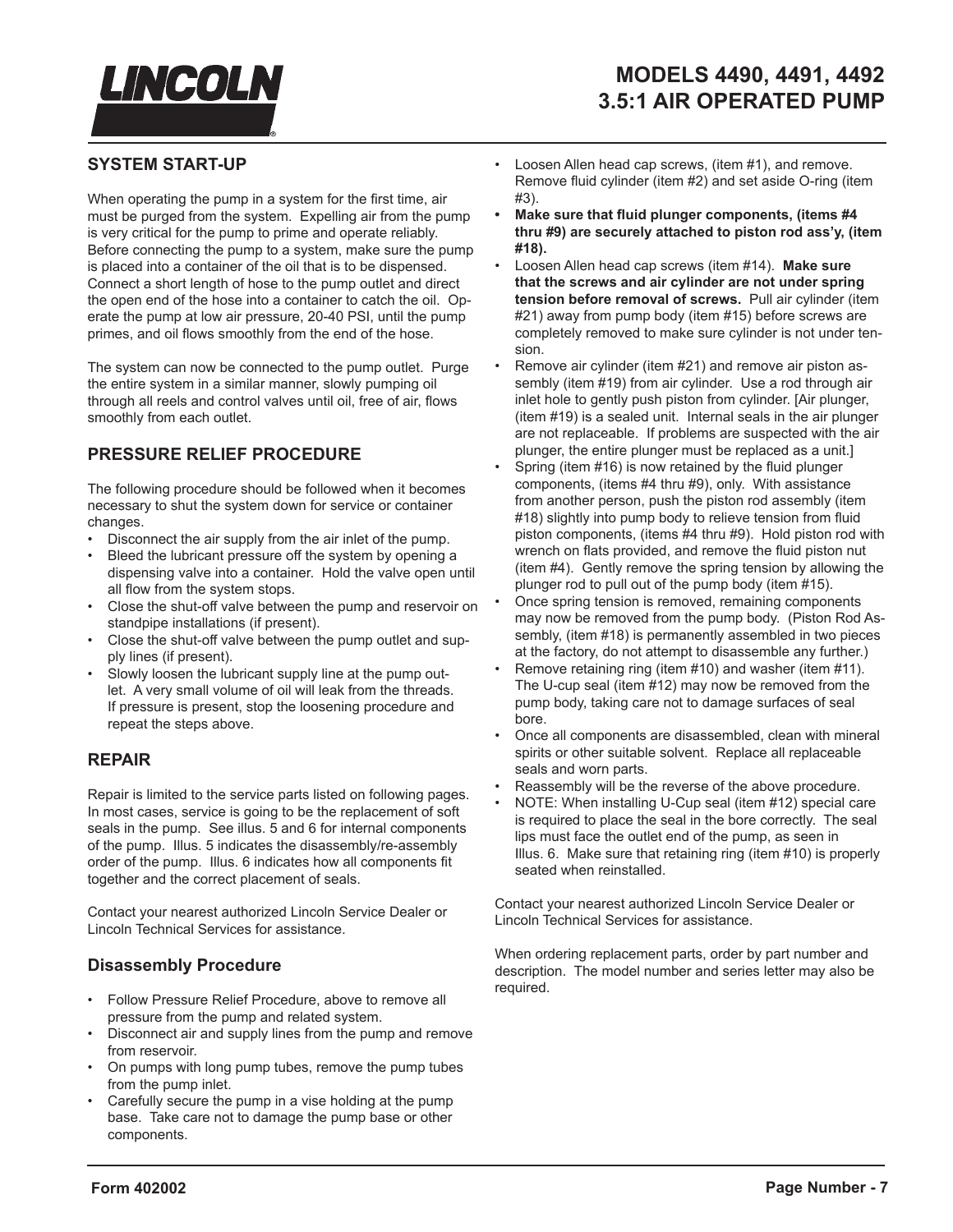## SYSTEM START-UP

When operating the pump in a system for the first time, air must be purged from the system. Expelling air from the pump is very critical for the pump to prime and operate reliably. Before connecting the pump to a system, make sure the pump is placed into a container of the oil that is to be dispensed. Connect a short length of hose to the pump outlet and direct the open end of the hose into a container to catch the oil. Operate the pump at low air pressure, 20-40 PSI, until the pump primes, and oil flows smoothly from the end of the hose.

The system can now be connected to the pump outlet. Purge the entire system in a similar manner, slowly pumping oil through all reels and control valves until oil, free of air, flows smoothly from each outlet.

## PRESSURE RELIEF PROCEDURE

The following procedure should be followed when it becomes necessary to shut the system down for service or container changes.

- Disconnect the air supply from the air inlet of the pump.
- Bleed the lubricant pressure off the system by opening a dispensing valve into a container. Hold the valve open until all flow from the system stops.
- Close the shut-off valve between the pump and reservoir on standpipe installations (if present).
- Close the shut-off valve between the pump outlet and supply lines (if present).
- Slowly loosen the lubricant supply line at the pump outlet. A very small volume of oil will leak from the threads. If pressure is present, stop the loosening procedure and repeat the steps above.

## REPAIR

Repair is limited to the service parts listed on following pages. In most cases, service is going to be the replacement of soft seals in the pump. See illus. 5 and 6 for internal components of the pump. Illus. 5 indicates the disassembly/re-assembly order of the pump. Illus. 6 indicates how all components fit together and the correct placement of seals.

Contact your nearest authorized Lincoln Service Dealer or Lincoln Technical Services for assistance.

### Disassembly Procedure

- Follow Pressure Relief Procedure, above to remove all pressure from the pump and related system.
- Disconnect air and supply lines from the pump and remove from reservoir.
- On pumps with long pump tubes, remove the pump tubes from the pump inlet.
- Carefully secure the pump in a vise holding at the pump base. Take care not to damage the pump base or other components.
- Loosen Allen head cap screws, (item #1), and remove. Remove fluid cylinder (item #2) and set aside O-ring (item #3).
- **Make sure that fluid plunger components, (items #4 thru #9) are securely attached to piston rod ass'y, (item #18).**
- Loosen Allen head cap screws (item #14). **Make sure that the screws and air cylinder are not under spring tension before removal of screws.** Pull air cylinder (item #21) away from pump body (item #15) before screws are completely removed to make sure cylinder is not under tension.
- Remove air cylinder (item #21) and remove air piston assembly (item #19) from air cylinder. Use a rod through air inlet hole to gently push piston from cylinder. [Air plunger, (item #19) is a sealed unit. Internal seals in the air plunger are not replaceable. If problems are suspected with the air plunger, the entire plunger must be replaced as a unit.]
- Spring (item #16) is now retained by the fluid plunger components, (items #4 thru #9), only. With assistance from another person, push the piston rod assembly (item #18) slightly into pump body to relieve tension from fluid piston components, (items #4 thru #9). Hold piston rod with wrench on flats provided, and remove the fluid piston nut (item #4). Gently remove the spring tension by allowing the plunger rod to pull out of the pump body (item #15).
- Once spring tension is removed, remaining components may now be removed from the pump body. (Piston Rod Assembly, (item #18) is permanently assembled in two pieces at the factory, do not attempt to disassemble any further.)
- Remove retaining ring (item #10) and washer (item #11). The U-cup seal (item #12) may now be removed from the pump body, taking care not to damage surfaces of seal bore.
- Once all components are disassembled, clean with mineral spirits or other suitable solvent. Replace all replaceable seals and worn parts.
- Reassembly will be the reverse of the above procedure.
- NOTE: When installing U-Cup seal (item #12) special care is required to place the seal in the bore correctly. The seal lips must face the outlet end of the pump, as seen in Illus. 6. Make sure that retaining ring (item #10) is properly seated when reinstalled.

Contact your nearest authorized Lincoln Service Dealer or Lincoln Technical Services for assistance.

When ordering replacement parts, order by part number and description. The model number and series letter may also be required.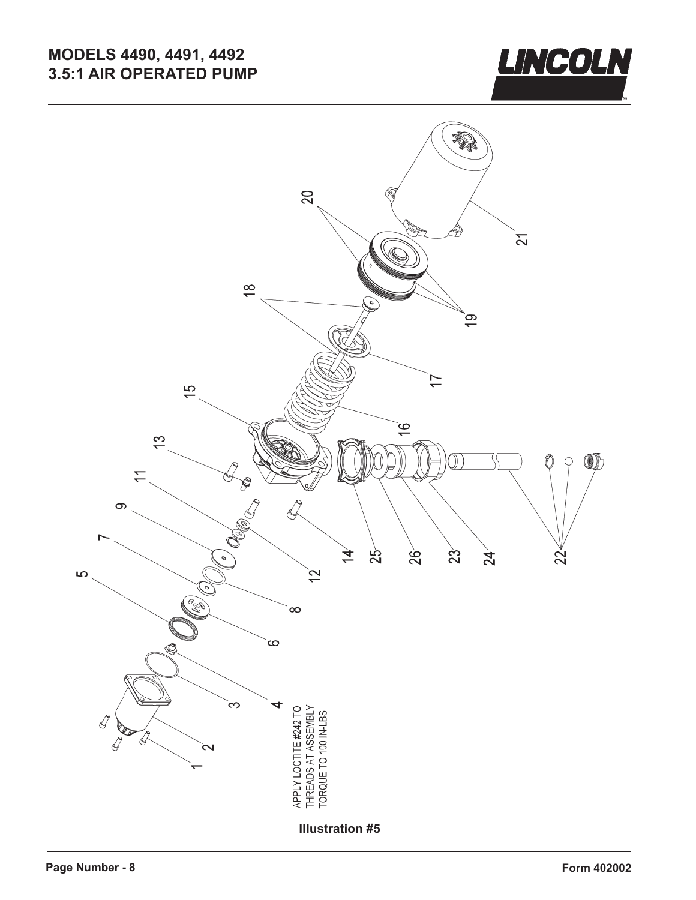# MODELS 4490, 4491, 4492
# 3.5:1 AIR OPERATED PUMP

APPLY LOCTITE #242 TO THREADS AT ASSEMBLY TORQUE TO 100 IN-LBS

Illustration #5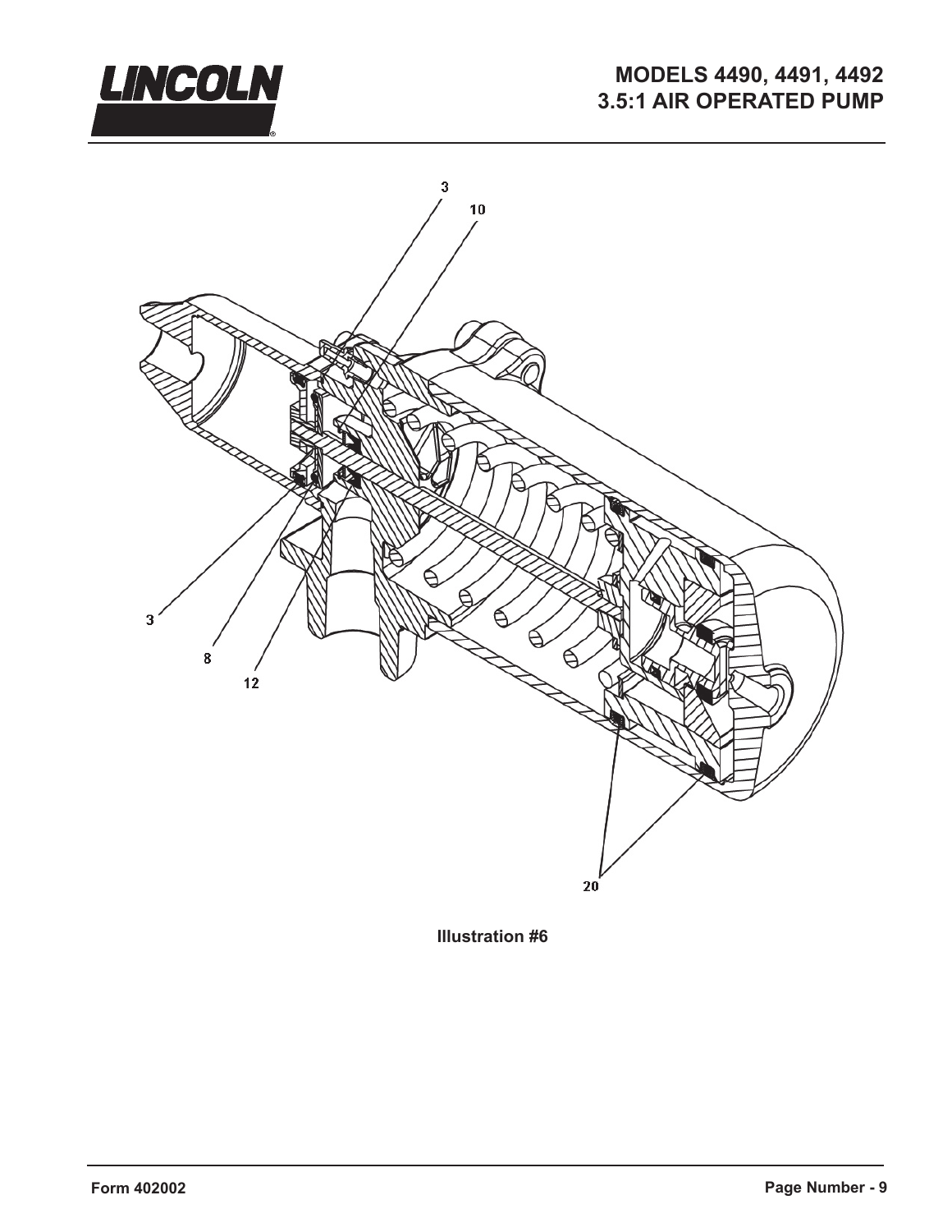Illustration #6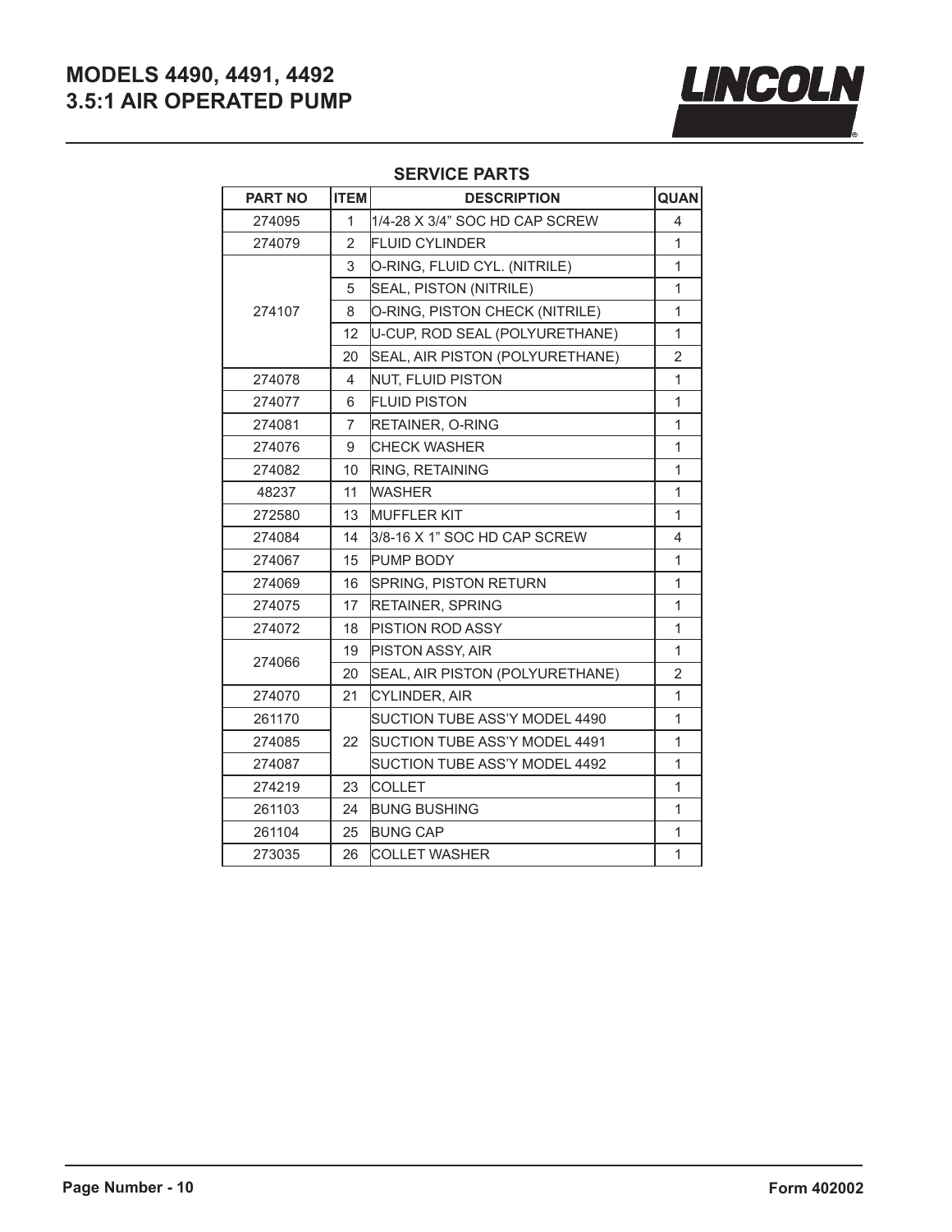# MODELS 4490, 4491, 4492
# 3.5:1 AIR OPERATED PUMP

## SERVICE PARTS

| PART NO | ITEM | DESCRIPTION | QUAN |
|---|---|---|---|
| 274095 | 1 | 1/4-28 X 3/4" SOC HD CAP SCREW | 4 |
| 274079 | 2 | FLUID CYLINDER | 1 |
| 274107 | 3 | O-RING, FLUID CYL. (NITRILE) | 1 |
| | 5 | SEAL, PISTON (NITRILE) | 1 |
| | 8 | O-RING, PISTON CHECK (NITRILE) | 1 |
| | 12 | U-CUP, ROD SEAL (POLYURETHANE) | 1 |
| | 20 | SEAL, AIR PISTON (POLYURETHANE) | 2 |
| 274078 | 4 | NUT, FLUID PISTON | 1 |
| 274077 | 6 | FLUID PISTON | 1 |
| 274081 | 7 | RETAINER, O-RING | 1 |
| 274076 | 9 | CHECK WASHER | 1 |
| 274082 | 10 | RING, RETAINING | 1 |
| 48237 | 11 | WASHER | 1 |
| 272580 | 13 | MUFFLER KIT | 1 |
| 274084 | 14 | 3/8-16 X 1" SOC HD CAP SCREW | 4 |
| 274067 | 15 | PUMP BODY | 1 |
| 274069 | 16 | SPRING, PISTON RETURN | 1 |
| 274075 | 17 | RETAINER, SPRING | 1 |
| 274072 | 18 | PISTION ROD ASSY | 1 |
| 274066 | 19 | PISTON ASSY, AIR | 1 |
| | 20 | SEAL, AIR PISTON (POLYURETHANE) | 2 |
| 274070 | 21 | CYLINDER, AIR | 1 |
| 261170 | 22 | SUCTION TUBE ASS'Y MODEL 4490 | 1 |
| 274085 | | SUCTION TUBE ASS'Y MODEL 4491 | 1 |
| 274087 | | SUCTION TUBE ASS'Y MODEL 4492 | 1 |
| 274219 | 23 | COLLET | 1 |
| 261103 | 24 | BUNG BUSHING | 1 |
| 261104 | 25 | BUNG CAP | 1 |
| 273035 | 26 | COLLET WASHER | 1 |

Form 402002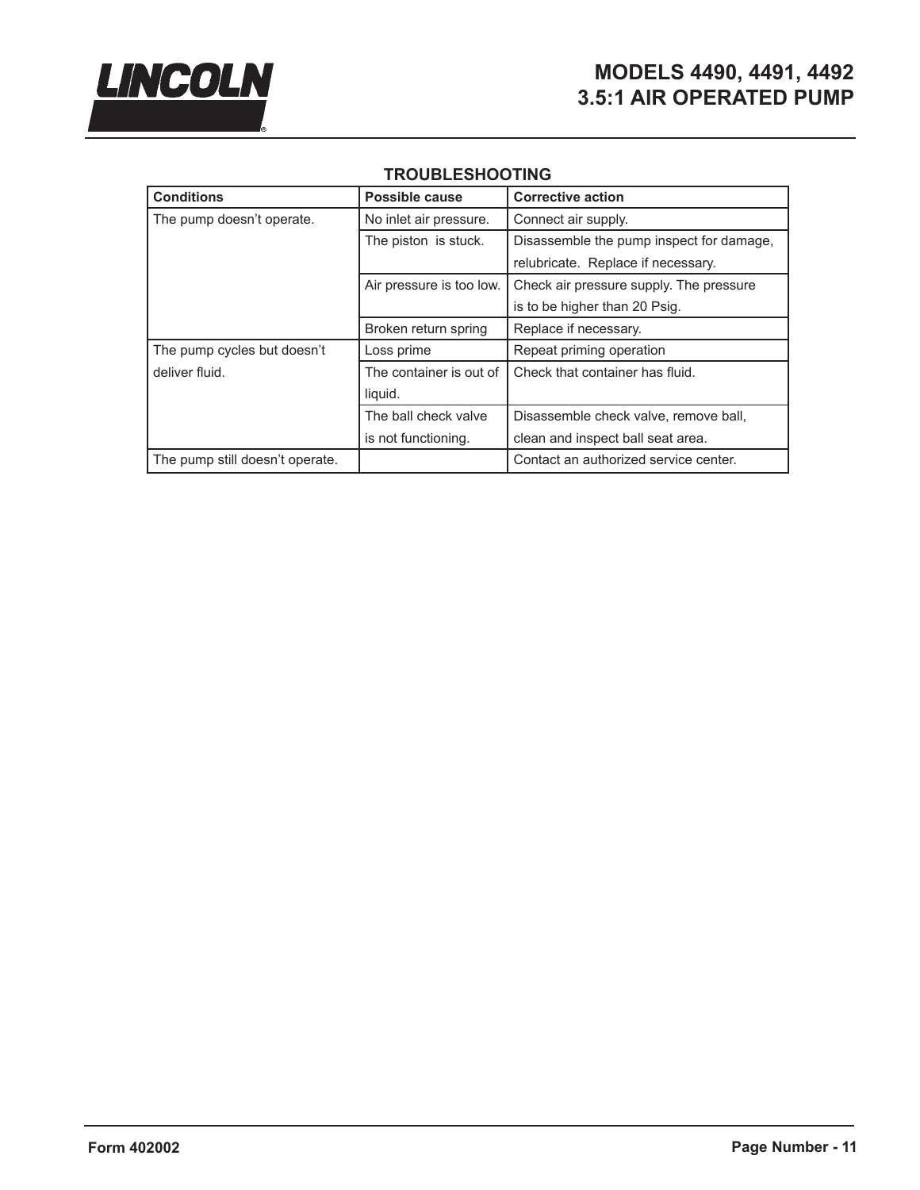## TROUBLESHOOTING

| Conditions | Possible cause | Corrective action |
|---|---|---|
| The pump doesn't operate. | No inlet air pressure. | Connect air supply. |
| | The piston is stuck. | Disassemble the pump inspect for damage, relubricate. Replace if necessary. |
| | Air pressure is too low. | Check air pressure supply. The pressure is to be higher than 20 Psig. |
| | Broken return spring | Replace if necessary. |
| The pump cycles but doesn't deliver fluid. | Loss prime | Repeat priming operation |
| | The container is out of liquid. | Check that container has fluid. |
| | The ball check valve is not functioning. | Disassemble check valve, remove ball, clean and inspect ball seat area. |
| The pump still doesn't operate. | | Contact an authorized service center. |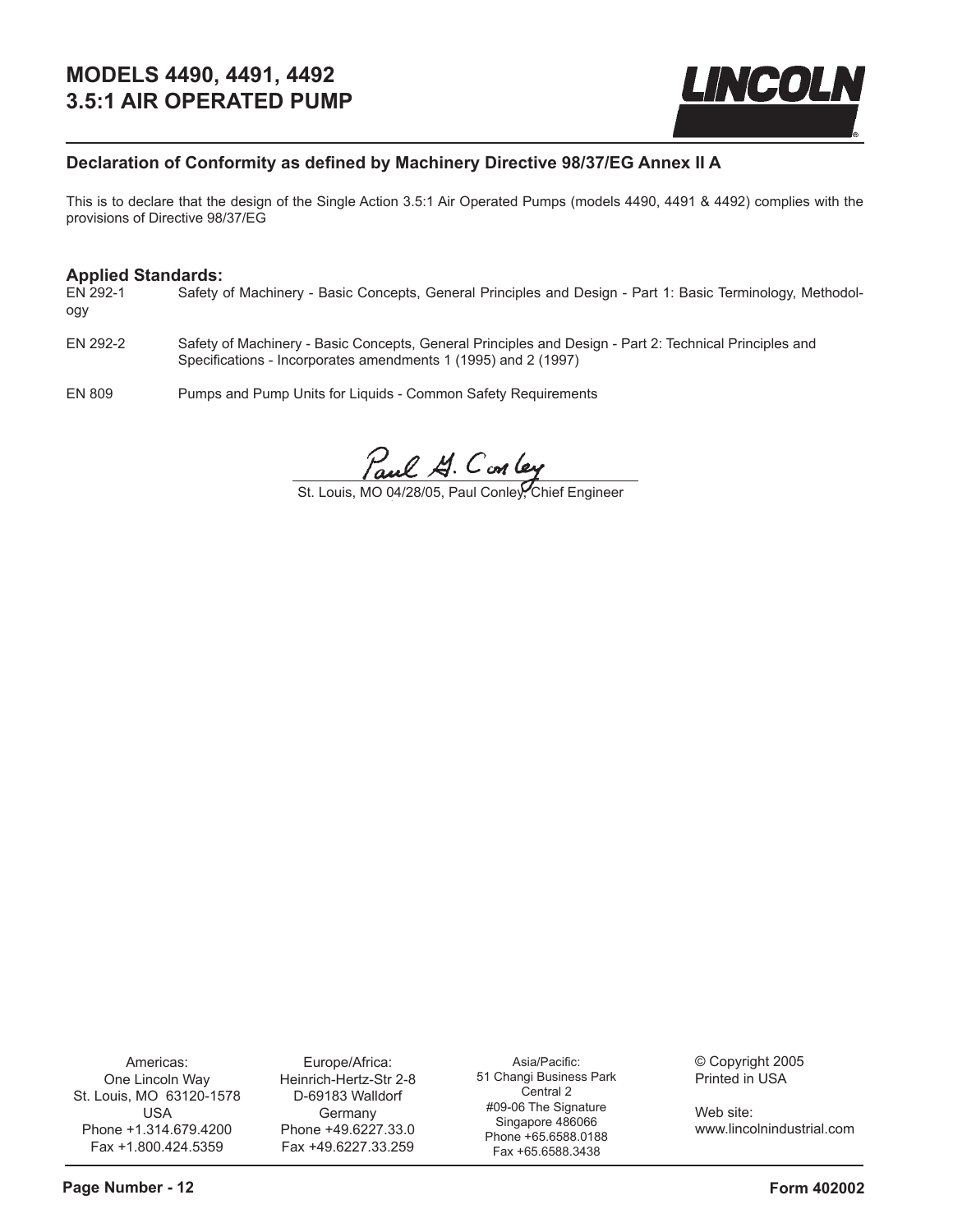# MODELS 4490, 4491, 4492
# 3.5:1 AIR OPERATED PUMP

## Declaration of Conformity as defined by Machinery Directive 98/37/EG Annex II A

This is to declare that the design of the Single Action 3.5:1 Air Operated Pumps (models 4490, 4491 & 4492) complies with the provisions of Directive 98/37/EG

### Applied Standards:

EN 292-1 Safety of Machinery - Basic Concepts, General Principles and Design - Part 1: Basic Terminology, Methodology

EN 292-2 Safety of Machinery - Basic Concepts, General Principles and Design - Part 2: Technical Principles and Specifications - Incorporates amendments 1 (1995) and 2 (1997)

EN 809 Pumps and Pump Units for Liquids - Common Safety Requirements

Paul G. Conley

St. Louis, MO 04/28/05, Paul Conley, Chief Engineer

Americas:
One Lincoln Way
St. Louis, MO 63120-1578
USA
Phone +1.314.679.4200
Fax +1.800.424.5359

Europe/Africa:
Heinrich-Hertz-Str 2-8
D-69183 Walldorf
Germany
Phone +49.6227.33.0
Fax +49.6227.33.259

Asia/Pacific:
51 Changi Business Park
Central 2
#09-06 The Signature
Singapore 486066
Phone +65.6588.0188
Fax +65.6588.3438

© Copyright 2005
Printed in USA

Web site:
www.lincolnindustrial.com

Form 402002